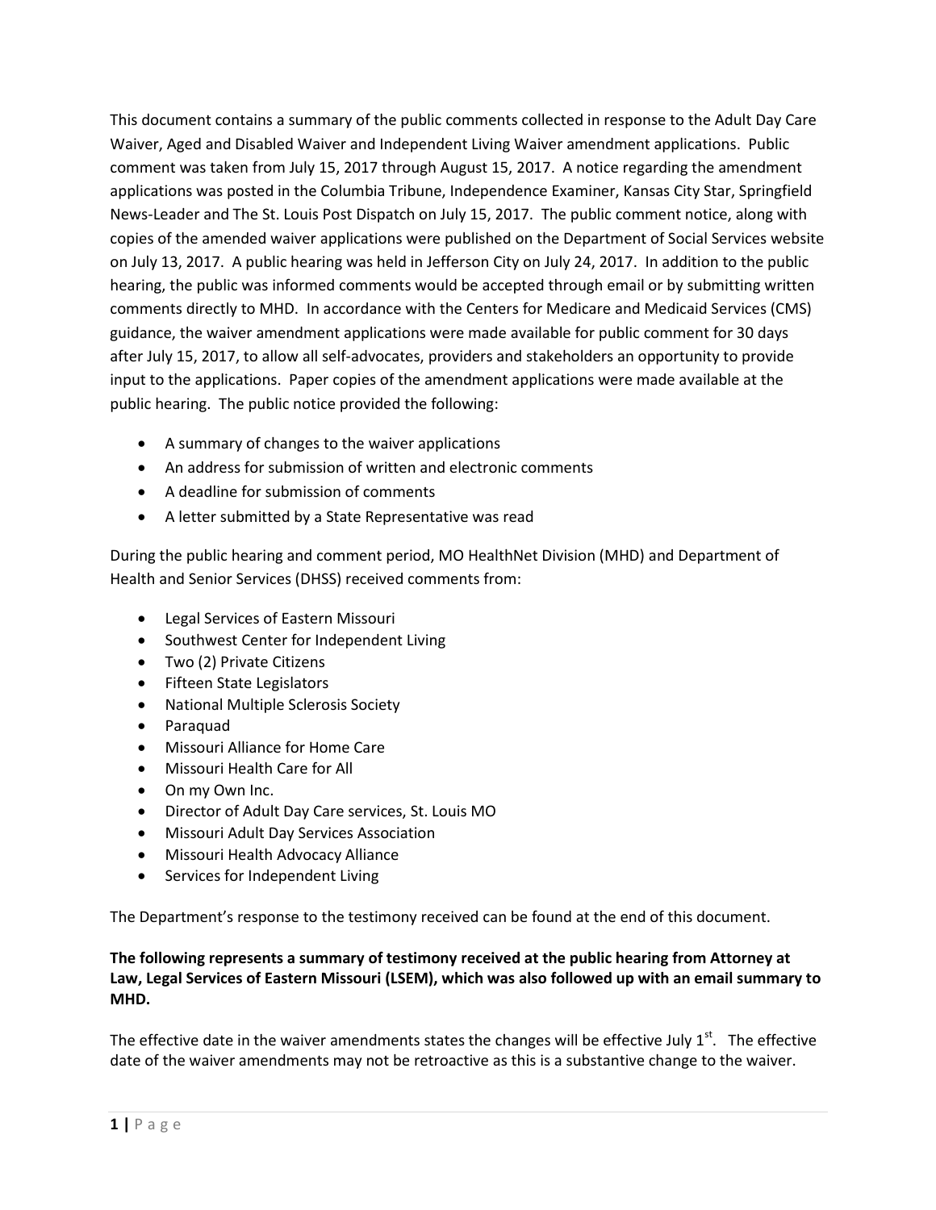This document contains a summary of the public comments collected in response to the Adult Day Care Waiver, Aged and Disabled Waiver and Independent Living Waiver amendment applications. Public comment was taken from July 15, 2017 through August 15, 2017. A notice regarding the amendment applications was posted in the Columbia Tribune, Independence Examiner, Kansas City Star, Springfield News-Leader and The St. Louis Post Dispatch on July 15, 2017. The public comment notice, along with copies of the amended waiver applications were published on the Department of Social Services website on July 13, 2017. A public hearing was held in Jefferson City on July 24, 2017. In addition to the public hearing, the public was informed comments would be accepted through email or by submitting written comments directly to MHD. In accordance with the Centers for Medicare and Medicaid Services (CMS) guidance, the waiver amendment applications were made available for public comment for 30 days after July 15, 2017, to allow all self-advocates, providers and stakeholders an opportunity to provide input to the applications. Paper copies of the amendment applications were made available at the public hearing. The public notice provided the following:

- A summary of changes to the waiver applications
- An address for submission of written and electronic comments
- A deadline for submission of comments
- A letter submitted by a State Representative was read

During the public hearing and comment period, MO HealthNet Division (MHD) and Department of Health and Senior Services (DHSS) received comments from:

- Legal Services of Eastern Missouri
- Southwest Center for Independent Living
- Two (2) Private Citizens
- Fifteen State Legislators
- National Multiple Sclerosis Society
- Paraquad
- Missouri Alliance for Home Care
- Missouri Health Care for All
- On my Own Inc.
- Director of Adult Day Care services, St. Louis MO
- Missouri Adult Day Services Association
- Missouri Health Advocacy Alliance
- Services for Independent Living

The Department's response to the testimony received can be found at the end of this document.

**The following represents a summary of testimony received at the public hearing from Attorney at Law, Legal Services of Eastern Missouri (LSEM), which was also followed up with an email summary to MHD.**

The effective date in the waiver amendments states the changes will be effective July 1st. The effective date of the waiver amendments may not be retroactive as this is a substantive change to the waiver.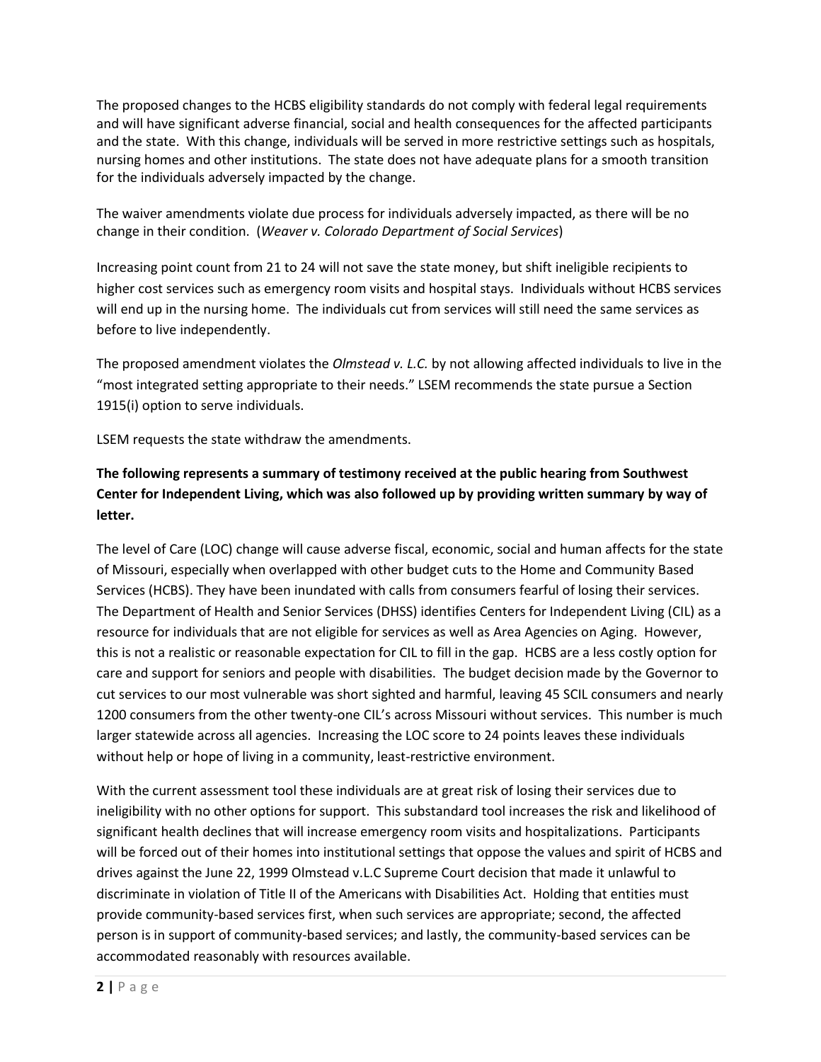The proposed changes to the HCBS eligibility standards do not comply with federal legal requirements and will have significant adverse financial, social and health consequences for the affected participants and the state. With this change, individuals will be served in more restrictive settings such as hospitals, nursing homes and other institutions. The state does not have adequate plans for a smooth transition for the individuals adversely impacted by the change.

The waiver amendments violate due process for individuals adversely impacted, as there will be no change in their condition. (*Weaver v. Colorado Department of Social Services*)

Increasing point count from 21 to 24 will not save the state money, but shift ineligible recipients to higher cost services such as emergency room visits and hospital stays. Individuals without HCBS services will end up in the nursing home. The individuals cut from services will still need the same services as before to live independently.

The proposed amendment violates the *Olmstead v. L.C.* by not allowing affected individuals to live in the "most integrated setting appropriate to their needs." LSEM recommends the state pursue a Section 1915(i) option to serve individuals.

LSEM requests the state withdraw the amendments.

**The following represents a summary of testimony received at the public hearing from Southwest Center for Independent Living, which was also followed up by providing written summary by way of letter.**

The level of Care (LOC) change will cause adverse fiscal, economic, social and human affects for the state of Missouri, especially when overlapped with other budget cuts to the Home and Community Based Services (HCBS). They have been inundated with calls from consumers fearful of losing their services. The Department of Health and Senior Services (DHSS) identifies Centers for Independent Living (CIL) as a resource for individuals that are not eligible for services as well as Area Agencies on Aging. However, this is not a realistic or reasonable expectation for CIL to fill in the gap. HCBS are a less costly option for care and support for seniors and people with disabilities. The budget decision made by the Governor to cut services to our most vulnerable was short sighted and harmful, leaving 45 SCIL consumers and nearly 1200 consumers from the other twenty-one CIL's across Missouri without services. This number is much larger statewide across all agencies. Increasing the LOC score to 24 points leaves these individuals without help or hope of living in a community, least-restrictive environment.

With the current assessment tool these individuals are at great risk of losing their services due to ineligibility with no other options for support. This substandard tool increases the risk and likelihood of significant health declines that will increase emergency room visits and hospitalizations. Participants will be forced out of their homes into institutional settings that oppose the values and spirit of HCBS and drives against the June 22, 1999 Olmstead v.L.C Supreme Court decision that made it unlawful to discriminate in violation of Title II of the Americans with Disabilities Act. Holding that entities must provide community-based services first, when such services are appropriate; second, the affected person is in support of community-based services; and lastly, the community-based services can be accommodated reasonably with resources available.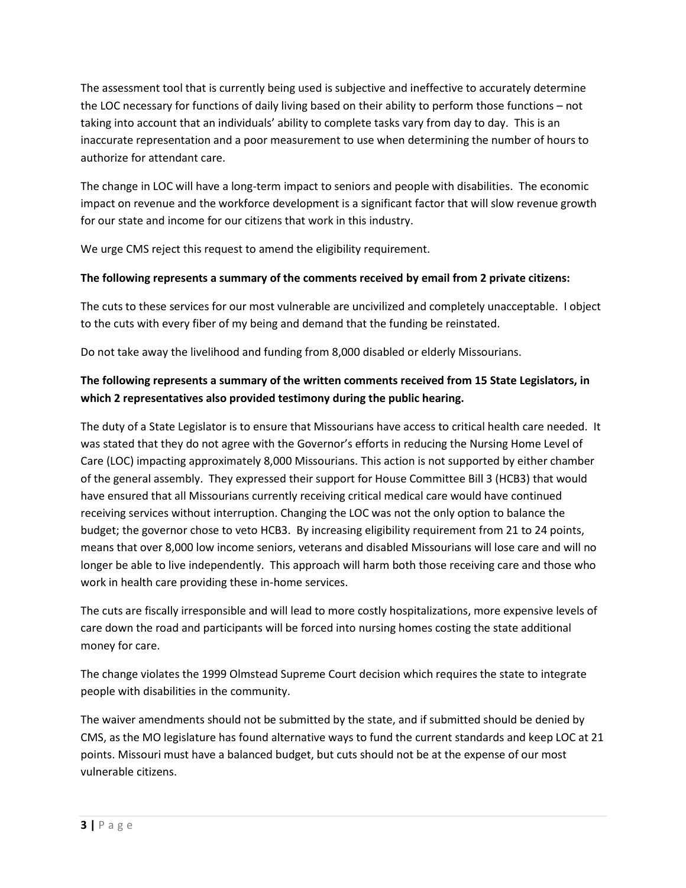The assessment tool that is currently being used is subjective and ineffective to accurately determine the LOC necessary for functions of daily living based on their ability to perform those functions – not taking into account that an individuals' ability to complete tasks vary from day to day. This is an inaccurate representation and a poor measurement to use when determining the number of hours to authorize for attendant care.

The change in LOC will have a long-term impact to seniors and people with disabilities. The economic impact on revenue and the workforce development is a significant factor that will slow revenue growth for our state and income for our citizens that work in this industry.

We urge CMS reject this request to amend the eligibility requirement.

**The following represents a summary of the comments received by email from 2 private citizens:**

The cuts to these services for our most vulnerable are uncivilized and completely unacceptable. I object to the cuts with every fiber of my being and demand that the funding be reinstated.

Do not take away the livelihood and funding from 8,000 disabled or elderly Missourians.

**The following represents a summary of the written comments received from 15 State Legislators, in which 2 representatives also provided testimony during the public hearing.**

The duty of a State Legislator is to ensure that Missourians have access to critical health care needed. It was stated that they do not agree with the Governor's efforts in reducing the Nursing Home Level of Care (LOC) impacting approximately 8,000 Missourians. This action is not supported by either chamber of the general assembly. They expressed their support for House Committee Bill 3 (HCB3) that would have ensured that all Missourians currently receiving critical medical care would have continued receiving services without interruption. Changing the LOC was not the only option to balance the budget; the governor chose to veto HCB3. By increasing eligibility requirement from 21 to 24 points, means that over 8,000 low income seniors, veterans and disabled Missourians will lose care and will no longer be able to live independently. This approach will harm both those receiving care and those who work in health care providing these in-home services.

The cuts are fiscally irresponsible and will lead to more costly hospitalizations, more expensive levels of care down the road and participants will be forced into nursing homes costing the state additional money for care.

The change violates the 1999 Olmstead Supreme Court decision which requires the state to integrate people with disabilities in the community.

The waiver amendments should not be submitted by the state, and if submitted should be denied by CMS, as the MO legislature has found alternative ways to fund the current standards and keep LOC at 21 points. Missouri must have a balanced budget, but cuts should not be at the expense of our most vulnerable citizens.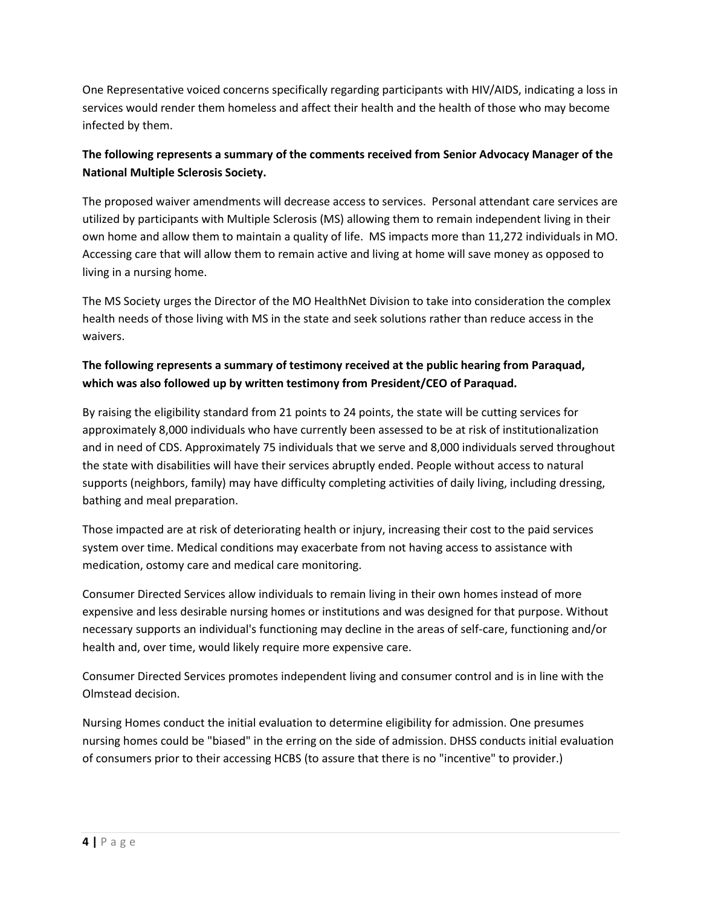One Representative voiced concerns specifically regarding participants with HIV/AIDS, indicating a loss in services would render them homeless and affect their health and the health of those who may become infected by them.

**The following represents a summary of the comments received from Senior Advocacy Manager of the National Multiple Sclerosis Society.**

The proposed waiver amendments will decrease access to services. Personal attendant care services are utilized by participants with Multiple Sclerosis (MS) allowing them to remain independent living in their own home and allow them to maintain a quality of life. MS impacts more than 11,272 individuals in MO. Accessing care that will allow them to remain active and living at home will save money as opposed to living in a nursing home.

The MS Society urges the Director of the MO HealthNet Division to take into consideration the complex health needs of those living with MS in the state and seek solutions rather than reduce access in the waivers.

**The following represents a summary of testimony received at the public hearing from Paraquad, which was also followed up by written testimony from President/CEO of Paraquad.**

By raising the eligibility standard from 21 points to 24 points, the state will be cutting services for approximately 8,000 individuals who have currently been assessed to be at risk of institutionalization and in need of CDS. Approximately 75 individuals that we serve and 8,000 individuals served throughout the state with disabilities will have their services abruptly ended. People without access to natural supports (neighbors, family) may have difficulty completing activities of daily living, including dressing, bathing and meal preparation.

Those impacted are at risk of deteriorating health or injury, increasing their cost to the paid services system over time. Medical conditions may exacerbate from not having access to assistance with medication, ostomy care and medical care monitoring.

Consumer Directed Services allow individuals to remain living in their own homes instead of more expensive and less desirable nursing homes or institutions and was designed for that purpose. Without necessary supports an individual's functioning may decline in the areas of self-care, functioning and/or health and, over time, would likely require more expensive care.

Consumer Directed Services promotes independent living and consumer control and is in line with the Olmstead decision.

Nursing Homes conduct the initial evaluation to determine eligibility for admission. One presumes nursing homes could be "biased" in the erring on the side of admission. DHSS conducts initial evaluation of consumers prior to their accessing HCBS (to assure that there is no "incentive" to provider.)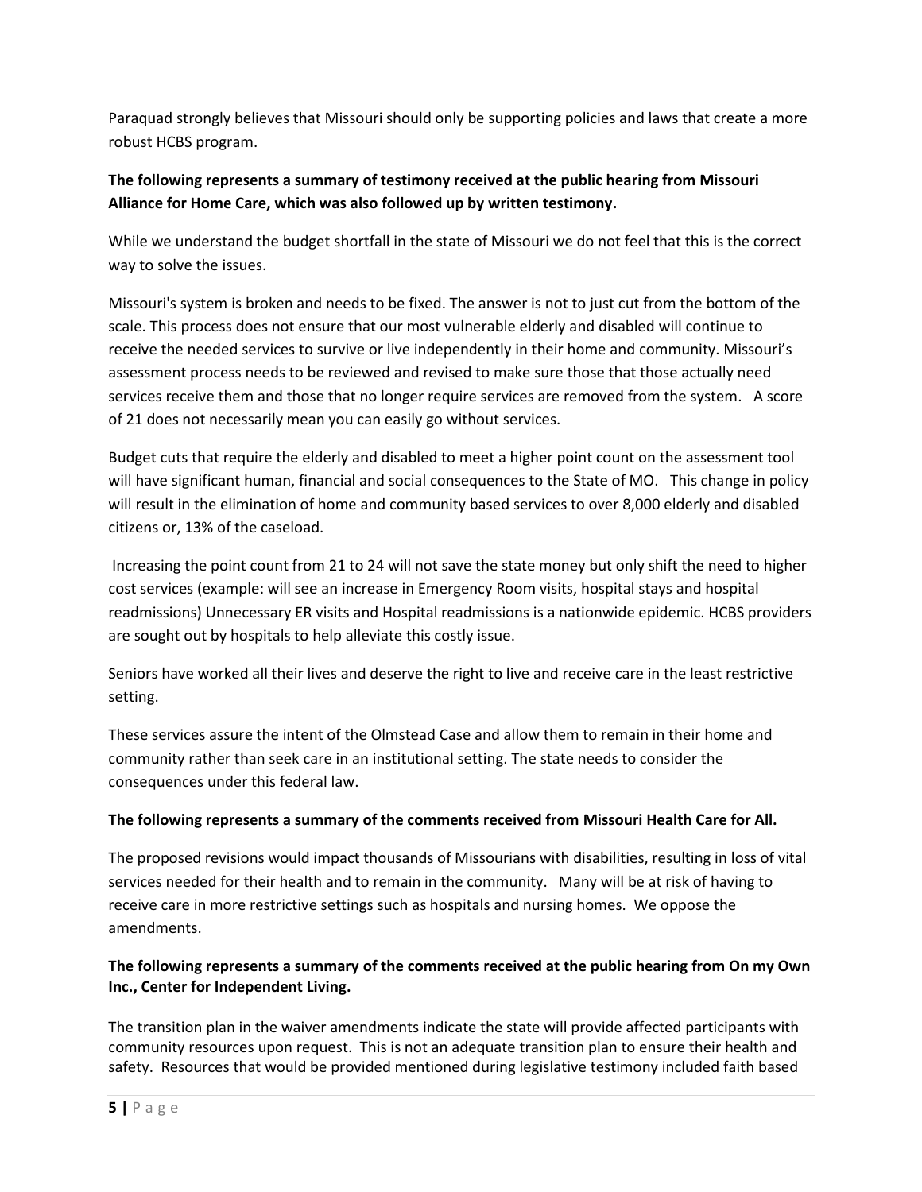Paraquad strongly believes that Missouri should only be supporting policies and laws that create a more robust HCBS program.

**The following represents a summary of testimony received at the public hearing from Missouri Alliance for Home Care, which was also followed up by written testimony.**

While we understand the budget shortfall in the state of Missouri we do not feel that this is the correct way to solve the issues.

Missouri's system is broken and needs to be fixed. The answer is not to just cut from the bottom of the scale. This process does not ensure that our most vulnerable elderly and disabled will continue to receive the needed services to survive or live independently in their home and community. Missouri's assessment process needs to be reviewed and revised to make sure those that those actually need services receive them and those that no longer require services are removed from the system. A score of 21 does not necessarily mean you can easily go without services.

Budget cuts that require the elderly and disabled to meet a higher point count on the assessment tool will have significant human, financial and social consequences to the State of MO. This change in policy will result in the elimination of home and community based services to over 8,000 elderly and disabled citizens or, 13% of the caseload.

Increasing the point count from 21 to 24 will not save the state money but only shift the need to higher cost services (example: will see an increase in Emergency Room visits, hospital stays and hospital readmissions) Unnecessary ER visits and Hospital readmissions is a nationwide epidemic. HCBS providers are sought out by hospitals to help alleviate this costly issue.

Seniors have worked all their lives and deserve the right to live and receive care in the least restrictive setting.

These services assure the intent of the Olmstead Case and allow them to remain in their home and community rather than seek care in an institutional setting. The state needs to consider the consequences under this federal law.

**The following represents a summary of the comments received from Missouri Health Care for All.**

The proposed revisions would impact thousands of Missourians with disabilities, resulting in loss of vital services needed for their health and to remain in the community. Many will be at risk of having to receive care in more restrictive settings such as hospitals and nursing homes. We oppose the amendments.

**The following represents a summary of the comments received at the public hearing from On my Own Inc., Center for Independent Living.**

The transition plan in the waiver amendments indicate the state will provide affected participants with community resources upon request. This is not an adequate transition plan to ensure their health and safety. Resources that would be provided mentioned during legislative testimony included faith based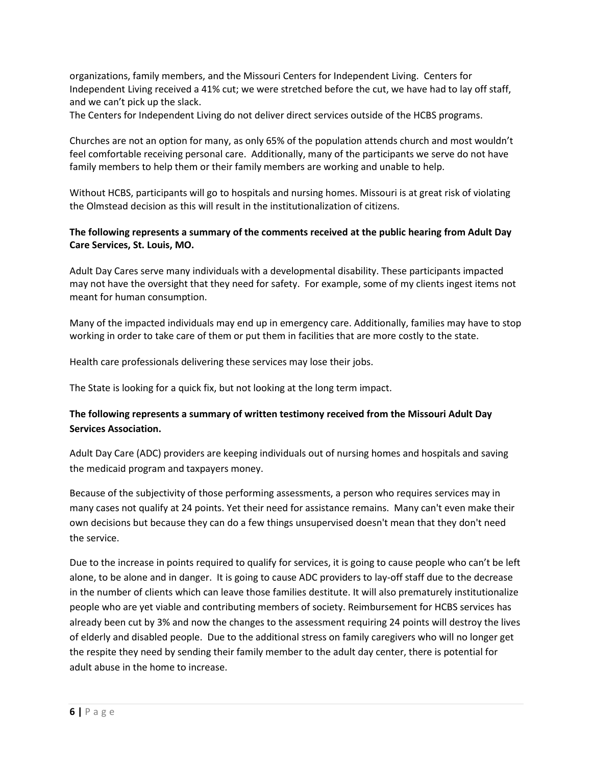organizations, family members, and the Missouri Centers for Independent Living. Centers for Independent Living received a 41% cut; we were stretched before the cut, we have had to lay off staff, and we can't pick up the slack.
The Centers for Independent Living do not deliver direct services outside of the HCBS programs.

Churches are not an option for many, as only 65% of the population attends church and most wouldn't feel comfortable receiving personal care. Additionally, many of the participants we serve do not have family members to help them or their family members are working and unable to help.

Without HCBS, participants will go to hospitals and nursing homes. Missouri is at great risk of violating the Olmstead decision as this will result in the institutionalization of citizens.

**The following represents a summary of the comments received at the public hearing from Adult Day Care Services, St. Louis, MO.**

Adult Day Cares serve many individuals with a developmental disability. These participants impacted may not have the oversight that they need for safety. For example, some of my clients ingest items not meant for human consumption.

Many of the impacted individuals may end up in emergency care. Additionally, families may have to stop working in order to take care of them or put them in facilities that are more costly to the state.

Health care professionals delivering these services may lose their jobs.

The State is looking for a quick fix, but not looking at the long term impact.

**The following represents a summary of written testimony received from the Missouri Adult Day Services Association.**

Adult Day Care (ADC) providers are keeping individuals out of nursing homes and hospitals and saving the medicaid program and taxpayers money.

Because of the subjectivity of those performing assessments, a person who requires services may in many cases not qualify at 24 points. Yet their need for assistance remains. Many can't even make their own decisions but because they can do a few things unsupervised doesn't mean that they don't need the service.

Due to the increase in points required to qualify for services, it is going to cause people who can't be left alone, to be alone and in danger. It is going to cause ADC providers to lay-off staff due to the decrease in the number of clients which can leave those families destitute. It will also prematurely institutionalize people who are yet viable and contributing members of society. Reimbursement for HCBS services has already been cut by 3% and now the changes to the assessment requiring 24 points will destroy the lives of elderly and disabled people. Due to the additional stress on family caregivers who will no longer get the respite they need by sending their family member to the adult day center, there is potential for adult abuse in the home to increase.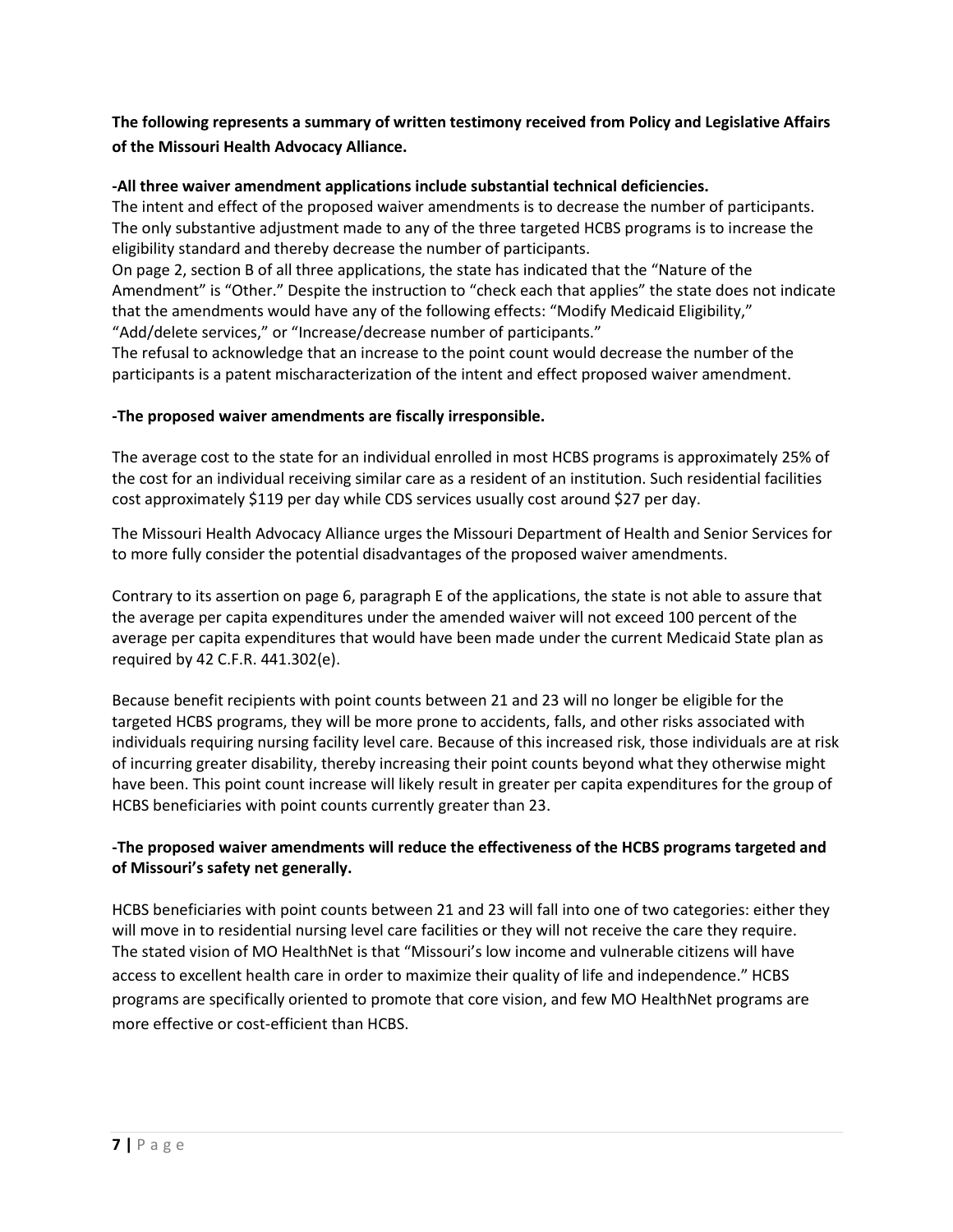**The following represents a summary of written testimony received from Policy and Legislative Affairs of the Missouri Health Advocacy Alliance.**

**-All three waiver amendment applications include substantial technical deficiencies.**

The intent and effect of the proposed waiver amendments is to decrease the number of participants. The only substantive adjustment made to any of the three targeted HCBS programs is to increase the eligibility standard and thereby decrease the number of participants.

On page 2, section B of all three applications, the state has indicated that the "Nature of the Amendment" is "Other." Despite the instruction to "check each that applies" the state does not indicate that the amendments would have any of the following effects: "Modify Medicaid Eligibility," "Add/delete services," or "Increase/decrease number of participants."

The refusal to acknowledge that an increase to the point count would decrease the number of the participants is a patent mischaracterization of the intent and effect proposed waiver amendment.

**-The proposed waiver amendments are fiscally irresponsible.**

The average cost to the state for an individual enrolled in most HCBS programs is approximately 25% of the cost for an individual receiving similar care as a resident of an institution. Such residential facilities cost approximately $119 per day while CDS services usually cost around $27 per day.

The Missouri Health Advocacy Alliance urges the Missouri Department of Health and Senior Services for to more fully consider the potential disadvantages of the proposed waiver amendments.

Contrary to its assertion on page 6, paragraph E of the applications, the state is not able to assure that the average per capita expenditures under the amended waiver will not exceed 100 percent of the average per capita expenditures that would have been made under the current Medicaid State plan as required by 42 C.F.R. 441.302(e).

Because benefit recipients with point counts between 21 and 23 will no longer be eligible for the targeted HCBS programs, they will be more prone to accidents, falls, and other risks associated with individuals requiring nursing facility level care. Because of this increased risk, those individuals are at risk of incurring greater disability, thereby increasing their point counts beyond what they otherwise might have been. This point count increase will likely result in greater per capita expenditures for the group of HCBS beneficiaries with point counts currently greater than 23.

**-The proposed waiver amendments will reduce the effectiveness of the HCBS programs targeted and of Missouri's safety net generally.**

HCBS beneficiaries with point counts between 21 and 23 will fall into one of two categories: either they will move in to residential nursing level care facilities or they will not receive the care they require. The stated vision of MO HealthNet is that "Missouri's low income and vulnerable citizens will have access to excellent health care in order to maximize their quality of life and independence." HCBS programs are specifically oriented to promote that core vision, and few MO HealthNet programs are more effective or cost-efficient than HCBS.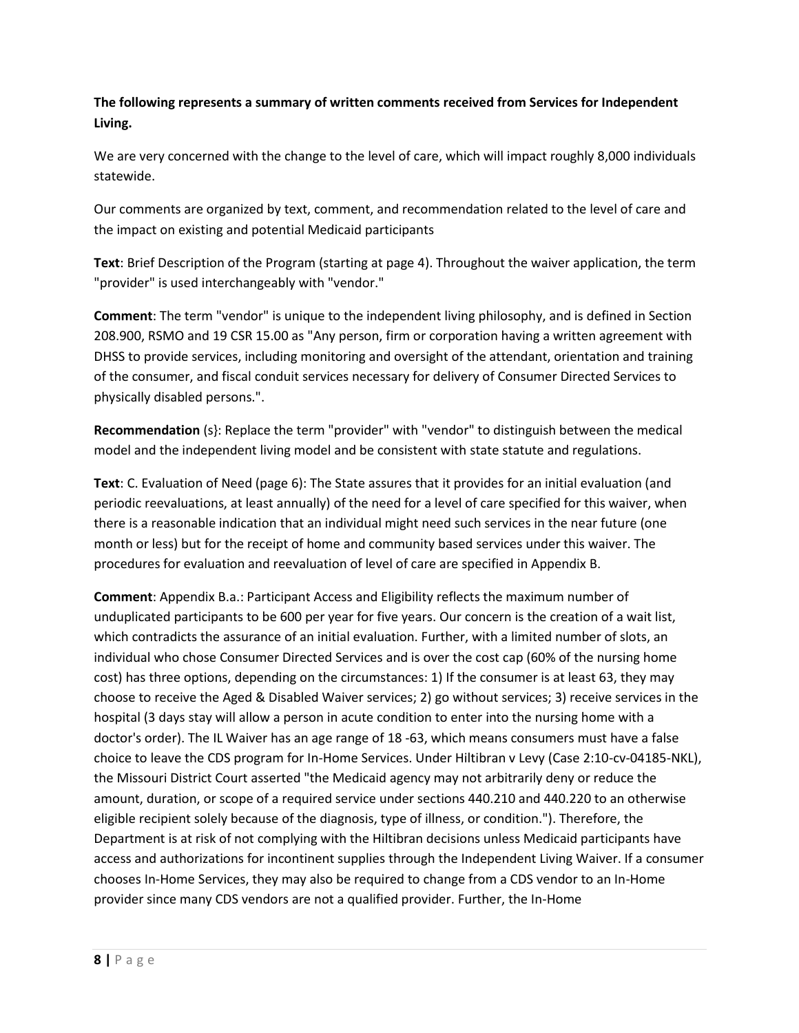**The following represents a summary of written comments received from Services for Independent Living.**

We are very concerned with the change to the level of care, which will impact roughly 8,000 individuals statewide.

Our comments are organized by text, comment, and recommendation related to the level of care and the impact on existing and potential Medicaid participants

**Text**: Brief Description of the Program (starting at page 4). Throughout the waiver application, the term "provider" is used interchangeably with "vendor."

**Comment**: The term "vendor" is unique to the independent living philosophy, and is defined in Section 208.900, RSMO and 19 CSR 15.00 as "Any person, firm or corporation having a written agreement with DHSS to provide services, including monitoring and oversight of the attendant, orientation and training of the consumer, and fiscal conduit services necessary for delivery of Consumer Directed Services to physically disabled persons.".

**Recommendation** (s}: Replace the term "provider" with "vendor" to distinguish between the medical model and the independent living model and be consistent with state statute and regulations.

**Text**: C. Evaluation of Need (page 6): The State assures that it provides for an initial evaluation (and periodic reevaluations, at least annually) of the need for a level of care specified for this waiver, when there is a reasonable indication that an individual might need such services in the near future (one month or less) but for the receipt of home and community based services under this waiver. The procedures for evaluation and reevaluation of level of care are specified in Appendix B.

**Comment**: Appendix B.a.: Participant Access and Eligibility reflects the maximum number of unduplicated participants to be 600 per year for five years. Our concern is the creation of a wait list, which contradicts the assurance of an initial evaluation. Further, with a limited number of slots, an individual who chose Consumer Directed Services and is over the cost cap (60% of the nursing home cost) has three options, depending on the circumstances: 1) If the consumer is at least 63, they may choose to receive the Aged & Disabled Waiver services; 2) go without services; 3) receive services in the hospital (3 days stay will allow a person in acute condition to enter into the nursing home with a doctor's order). The IL Waiver has an age range of 18 -63, which means consumers must have a false choice to leave the CDS program for In-Home Services. Under Hiltibran v Levy (Case 2:10-cv-04185-NKL), the Missouri District Court asserted "the Medicaid agency may not arbitrarily deny or reduce the amount, duration, or scope of a required service under sections 440.210 and 440.220 to an otherwise eligible recipient solely because of the diagnosis, type of illness, or condition."). Therefore, the Department is at risk of not complying with the Hiltibran decisions unless Medicaid participants have access and authorizations for incontinent supplies through the Independent Living Waiver. If a consumer chooses In-Home Services, they may also be required to change from a CDS vendor to an In-Home provider since many CDS vendors are not a qualified provider. Further, the In-Home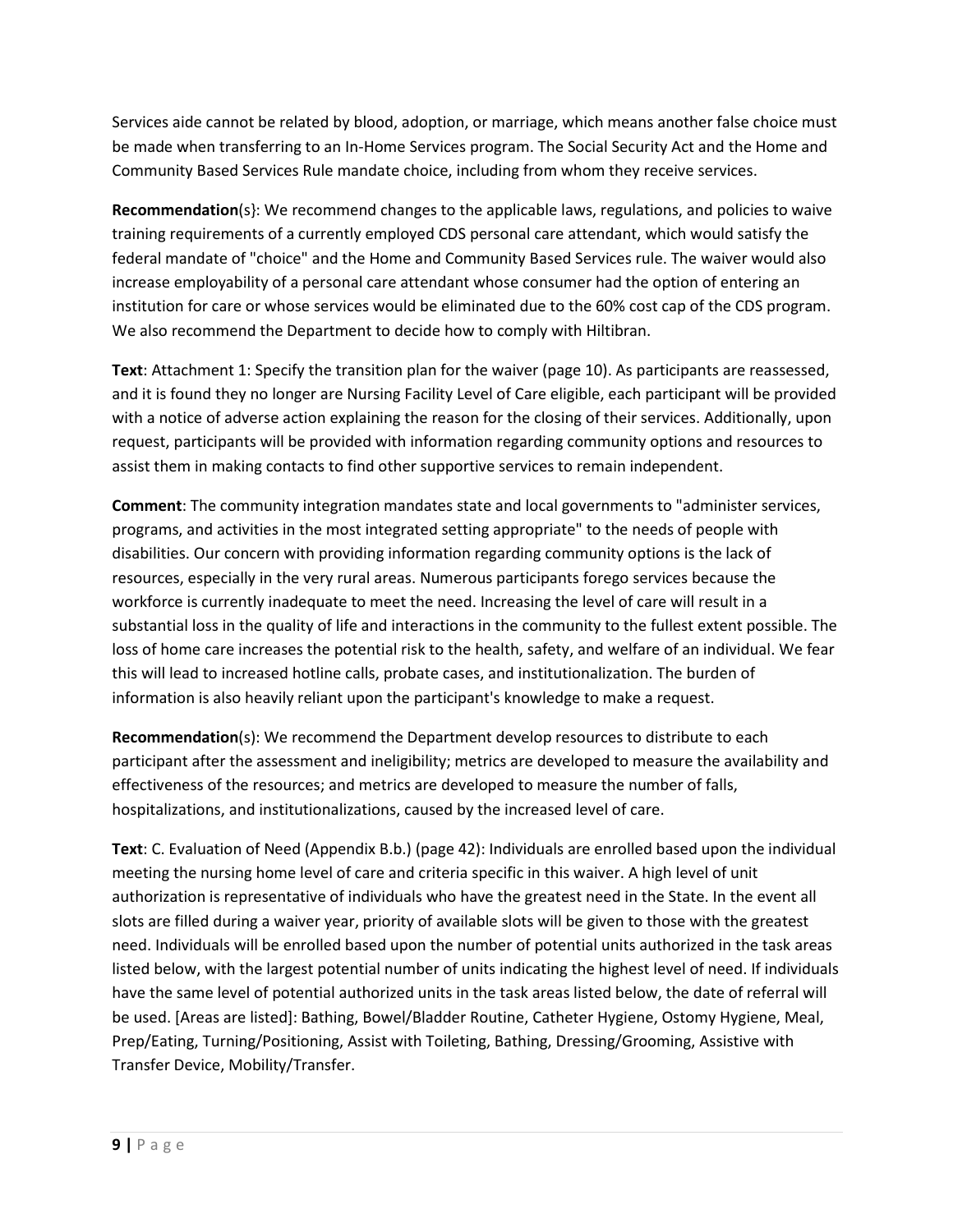Services aide cannot be related by blood, adoption, or marriage, which means another false choice must be made when transferring to an In-Home Services program. The Social Security Act and the Home and Community Based Services Rule mandate choice, including from whom they receive services.

**Recommendation**(s}: We recommend changes to the applicable laws, regulations, and policies to waive training requirements of a currently employed CDS personal care attendant, which would satisfy the federal mandate of "choice" and the Home and Community Based Services rule. The waiver would also increase employability of a personal care attendant whose consumer had the option of entering an institution for care or whose services would be eliminated due to the 60% cost cap of the CDS program. We also recommend the Department to decide how to comply with Hiltibran.

**Text**: Attachment 1: Specify the transition plan for the waiver (page 10). As participants are reassessed, and it is found they no longer are Nursing Facility Level of Care eligible, each participant will be provided with a notice of adverse action explaining the reason for the closing of their services. Additionally, upon request, participants will be provided with information regarding community options and resources to assist them in making contacts to find other supportive services to remain independent.

**Comment**: The community integration mandates state and local governments to "administer services, programs, and activities in the most integrated setting appropriate" to the needs of people with disabilities. Our concern with providing information regarding community options is the lack of resources, especially in the very rural areas. Numerous participants forego services because the workforce is currently inadequate to meet the need. Increasing the level of care will result in a substantial loss in the quality of life and interactions in the community to the fullest extent possible. The loss of home care increases the potential risk to the health, safety, and welfare of an individual. We fear this will lead to increased hotline calls, probate cases, and institutionalization. The burden of information is also heavily reliant upon the participant's knowledge to make a request.

**Recommendation**(s): We recommend the Department develop resources to distribute to each participant after the assessment and ineligibility; metrics are developed to measure the availability and effectiveness of the resources; and metrics are developed to measure the number of falls, hospitalizations, and institutionalizations, caused by the increased level of care.

**Text**: C. Evaluation of Need (Appendix B.b.) (page 42): Individuals are enrolled based upon the individual meeting the nursing home level of care and criteria specific in this waiver. A high level of unit authorization is representative of individuals who have the greatest need in the State. In the event all slots are filled during a waiver year, priority of available slots will be given to those with the greatest need. Individuals will be enrolled based upon the number of potential units authorized in the task areas listed below, with the largest potential number of units indicating the highest level of need. If individuals have the same level of potential authorized units in the task areas listed below, the date of referral will be used. [Areas are listed]: Bathing, Bowel/Bladder Routine, Catheter Hygiene, Ostomy Hygiene, Meal, Prep/Eating, Turning/Positioning, Assist with Toileting, Bathing, Dressing/Grooming, Assistive with Transfer Device, Mobility/Transfer.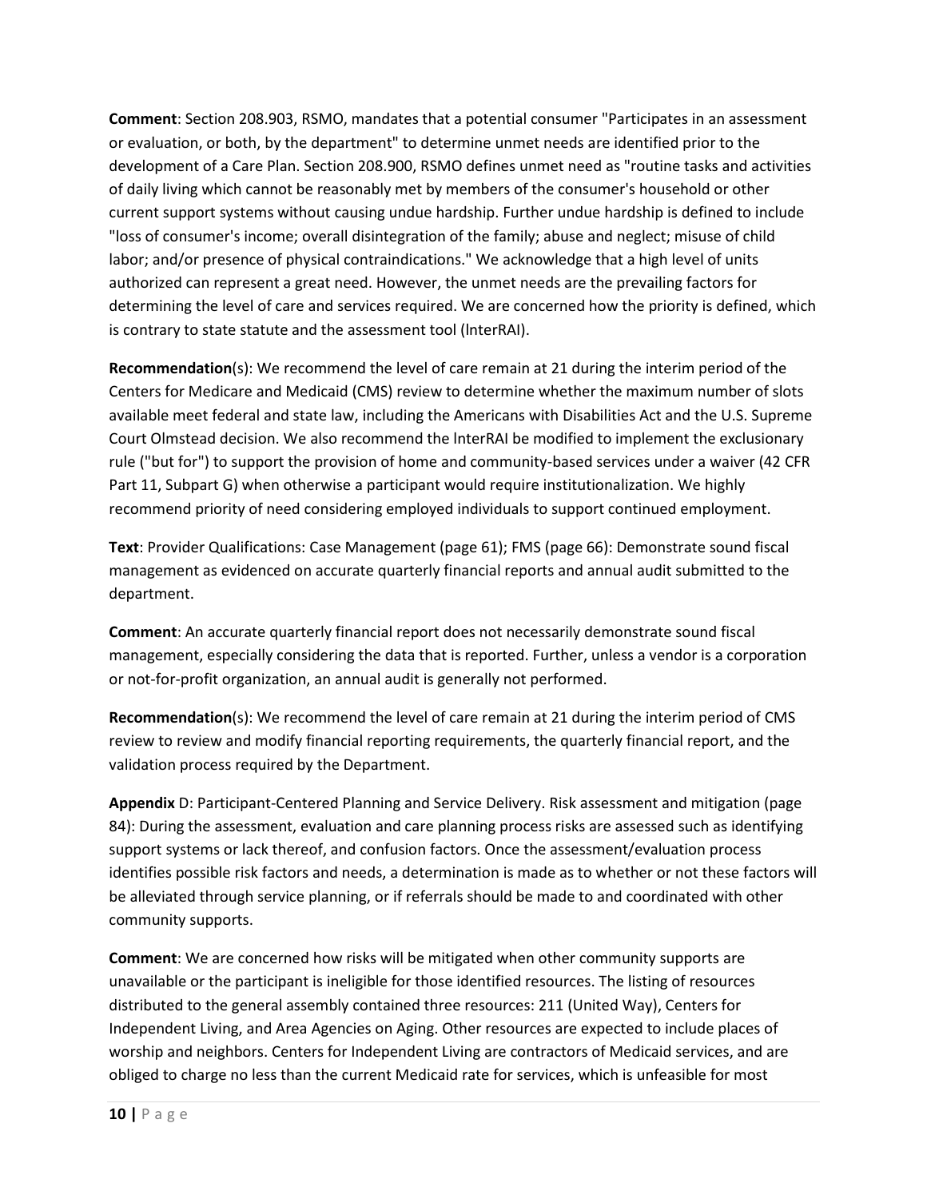**Comment**: Section 208.903, RSMO, mandates that a potential consumer "Participates in an assessment or evaluation, or both, by the department" to determine unmet needs are identified prior to the development of a Care Plan. Section 208.900, RSMO defines unmet need as "routine tasks and activities of daily living which cannot be reasonably met by members of the consumer's household or other current support systems without causing undue hardship. Further undue hardship is defined to include "loss of consumer's income; overall disintegration of the family; abuse and neglect; misuse of child labor; and/or presence of physical contraindications." We acknowledge that a high level of units authorized can represent a great need. However, the unmet needs are the prevailing factors for determining the level of care and services required. We are concerned how the priority is defined, which is contrary to state statute and the assessment tool (lnterRAI).

**Recommendation**(s): We recommend the level of care remain at 21 during the interim period of the Centers for Medicare and Medicaid (CMS) review to determine whether the maximum number of slots available meet federal and state law, including the Americans with Disabilities Act and the U.S. Supreme Court Olmstead decision. We also recommend the lnterRAI be modified to implement the exclusionary rule ("but for") to support the provision of home and community-based services under a waiver (42 CFR Part 11, Subpart G) when otherwise a participant would require institutionalization. We highly recommend priority of need considering employed individuals to support continued employment.

**Text**: Provider Qualifications: Case Management (page 61); FMS (page 66): Demonstrate sound fiscal management as evidenced on accurate quarterly financial reports and annual audit submitted to the department.

**Comment**: An accurate quarterly financial report does not necessarily demonstrate sound fiscal management, especially considering the data that is reported. Further, unless a vendor is a corporation or not-for-profit organization, an annual audit is generally not performed.

**Recommendation**(s): We recommend the level of care remain at 21 during the interim period of CMS review to review and modify financial reporting requirements, the quarterly financial report, and the validation process required by the Department.

**Appendix** D: Participant-Centered Planning and Service Delivery. Risk assessment and mitigation (page 84): During the assessment, evaluation and care planning process risks are assessed such as identifying support systems or lack thereof, and confusion factors. Once the assessment/evaluation process identifies possible risk factors and needs, a determination is made as to whether or not these factors will be alleviated through service planning, or if referrals should be made to and coordinated with other community supports.

**Comment**: We are concerned how risks will be mitigated when other community supports are unavailable or the participant is ineligible for those identified resources. The listing of resources distributed to the general assembly contained three resources: 211 (United Way), Centers for Independent Living, and Area Agencies on Aging. Other resources are expected to include places of worship and neighbors. Centers for Independent Living are contractors of Medicaid services, and are obliged to charge no less than the current Medicaid rate for services, which is unfeasible for most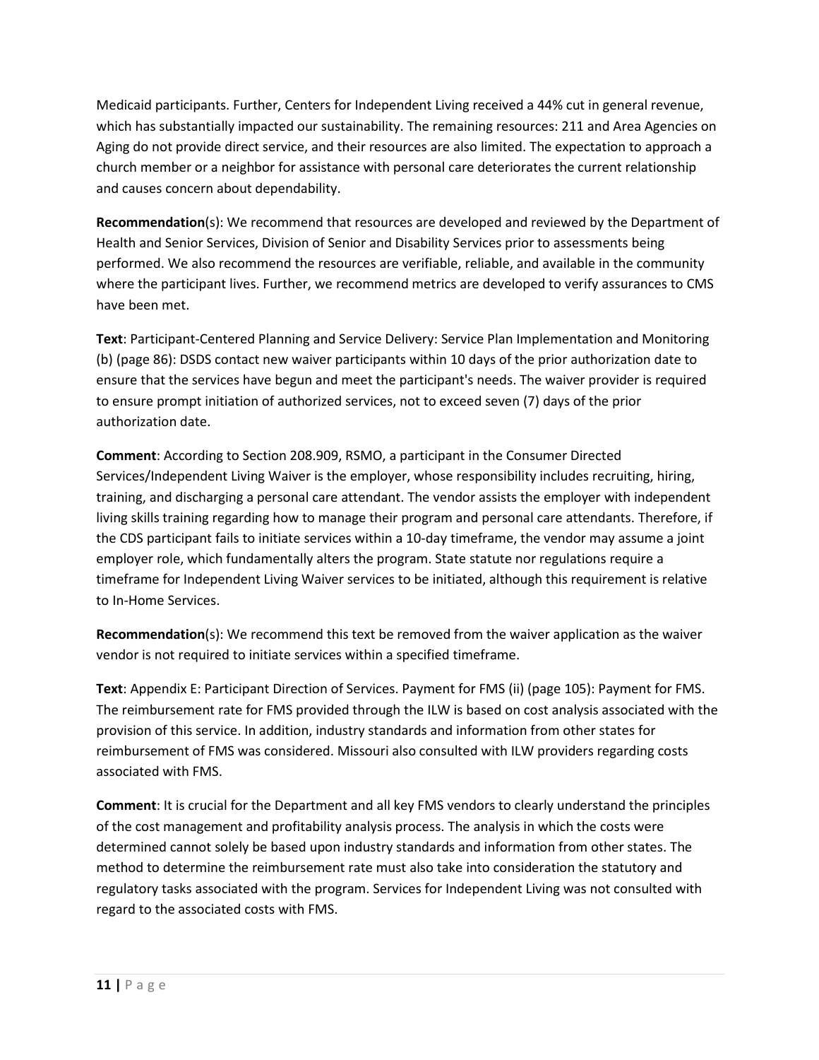Medicaid participants. Further, Centers for Independent Living received a 44% cut in general revenue, which has substantially impacted our sustainability. The remaining resources: 211 and Area Agencies on Aging do not provide direct service, and their resources are also limited. The expectation to approach a church member or a neighbor for assistance with personal care deteriorates the current relationship and causes concern about dependability.

**Recommendation**(s): We recommend that resources are developed and reviewed by the Department of Health and Senior Services, Division of Senior and Disability Services prior to assessments being performed. We also recommend the resources are verifiable, reliable, and available in the community where the participant lives. Further, we recommend metrics are developed to verify assurances to CMS have been met.

**Text**: Participant-Centered Planning and Service Delivery: Service Plan Implementation and Monitoring (b) (page 86): DSDS contact new waiver participants within 10 days of the prior authorization date to ensure that the services have begun and meet the participant's needs. The waiver provider is required to ensure prompt initiation of authorized services, not to exceed seven (7) days of the prior authorization date.

**Comment**: According to Section 208.909, RSMO, a participant in the Consumer Directed Services/Independent Living Waiver is the employer, whose responsibility includes recruiting, hiring, training, and discharging a personal care attendant. The vendor assists the employer with independent living skills training regarding how to manage their program and personal care attendants. Therefore, if the CDS participant fails to initiate services within a 10-day timeframe, the vendor may assume a joint employer role, which fundamentally alters the program. State statute nor regulations require a timeframe for Independent Living Waiver services to be initiated, although this requirement is relative to In-Home Services.

**Recommendation**(s): We recommend this text be removed from the waiver application as the waiver vendor is not required to initiate services within a specified timeframe.

**Text**: Appendix E: Participant Direction of Services. Payment for FMS (ii) (page 105): Payment for FMS. The reimbursement rate for FMS provided through the ILW is based on cost analysis associated with the provision of this service. In addition, industry standards and information from other states for reimbursement of FMS was considered. Missouri also consulted with ILW providers regarding costs associated with FMS.

**Comment**: It is crucial for the Department and all key FMS vendors to clearly understand the principles of the cost management and profitability analysis process. The analysis in which the costs were determined cannot solely be based upon industry standards and information from other states. The method to determine the reimbursement rate must also take into consideration the statutory and regulatory tasks associated with the program. Services for Independent Living was not consulted with regard to the associated costs with FMS.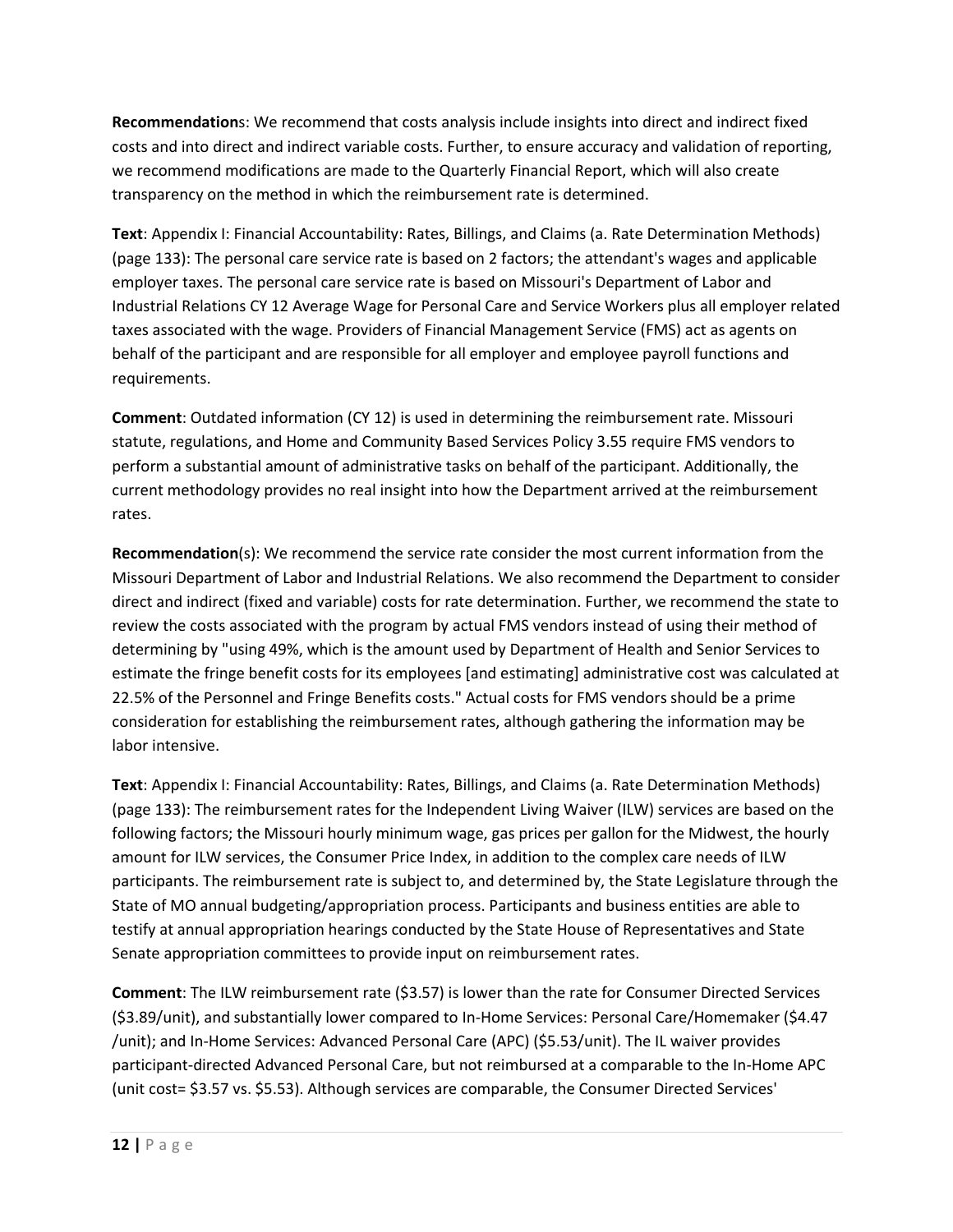**Recommendation**s: We recommend that costs analysis include insights into direct and indirect fixed costs and into direct and indirect variable costs. Further, to ensure accuracy and validation of reporting, we recommend modifications are made to the Quarterly Financial Report, which will also create transparency on the method in which the reimbursement rate is determined.

**Text**: Appendix I: Financial Accountability: Rates, Billings, and Claims (a. Rate Determination Methods) (page 133): The personal care service rate is based on 2 factors; the attendant's wages and applicable employer taxes. The personal care service rate is based on Missouri's Department of Labor and Industrial Relations CY 12 Average Wage for Personal Care and Service Workers plus all employer related taxes associated with the wage. Providers of Financial Management Service (FMS) act as agents on behalf of the participant and are responsible for all employer and employee payroll functions and requirements.

**Comment**: Outdated information (CY 12) is used in determining the reimbursement rate. Missouri statute, regulations, and Home and Community Based Services Policy 3.55 require FMS vendors to perform a substantial amount of administrative tasks on behalf of the participant. Additionally, the current methodology provides no real insight into how the Department arrived at the reimbursement rates.

**Recommendation**(s): We recommend the service rate consider the most current information from the Missouri Department of Labor and Industrial Relations. We also recommend the Department to consider direct and indirect (fixed and variable) costs for rate determination. Further, we recommend the state to review the costs associated with the program by actual FMS vendors instead of using their method of determining by "using 49%, which is the amount used by Department of Health and Senior Services to estimate the fringe benefit costs for its employees [and estimating] administrative cost was calculated at 22.5% of the Personnel and Fringe Benefits costs." Actual costs for FMS vendors should be a prime consideration for establishing the reimbursement rates, although gathering the information may be labor intensive.

**Text**: Appendix I: Financial Accountability: Rates, Billings, and Claims (a. Rate Determination Methods) (page 133): The reimbursement rates for the Independent Living Waiver (ILW) services are based on the following factors; the Missouri hourly minimum wage, gas prices per gallon for the Midwest, the hourly amount for ILW services, the Consumer Price Index, in addition to the complex care needs of ILW participants. The reimbursement rate is subject to, and determined by, the State Legislature through the State of MO annual budgeting/appropriation process. Participants and business entities are able to testify at annual appropriation hearings conducted by the State House of Representatives and State Senate appropriation committees to provide input on reimbursement rates.

**Comment**: The ILW reimbursement rate ($3.57) is lower than the rate for Consumer Directed Services ($3.89/unit), and substantially lower compared to In-Home Services: Personal Care/Homemaker ($4.47 /unit); and In-Home Services: Advanced Personal Care (APC) ($5.53/unit). The IL waiver provides participant-directed Advanced Personal Care, but not reimbursed at a comparable to the In-Home APC (unit cost= $3.57 vs. $5.53). Although services are comparable, the Consumer Directed Services'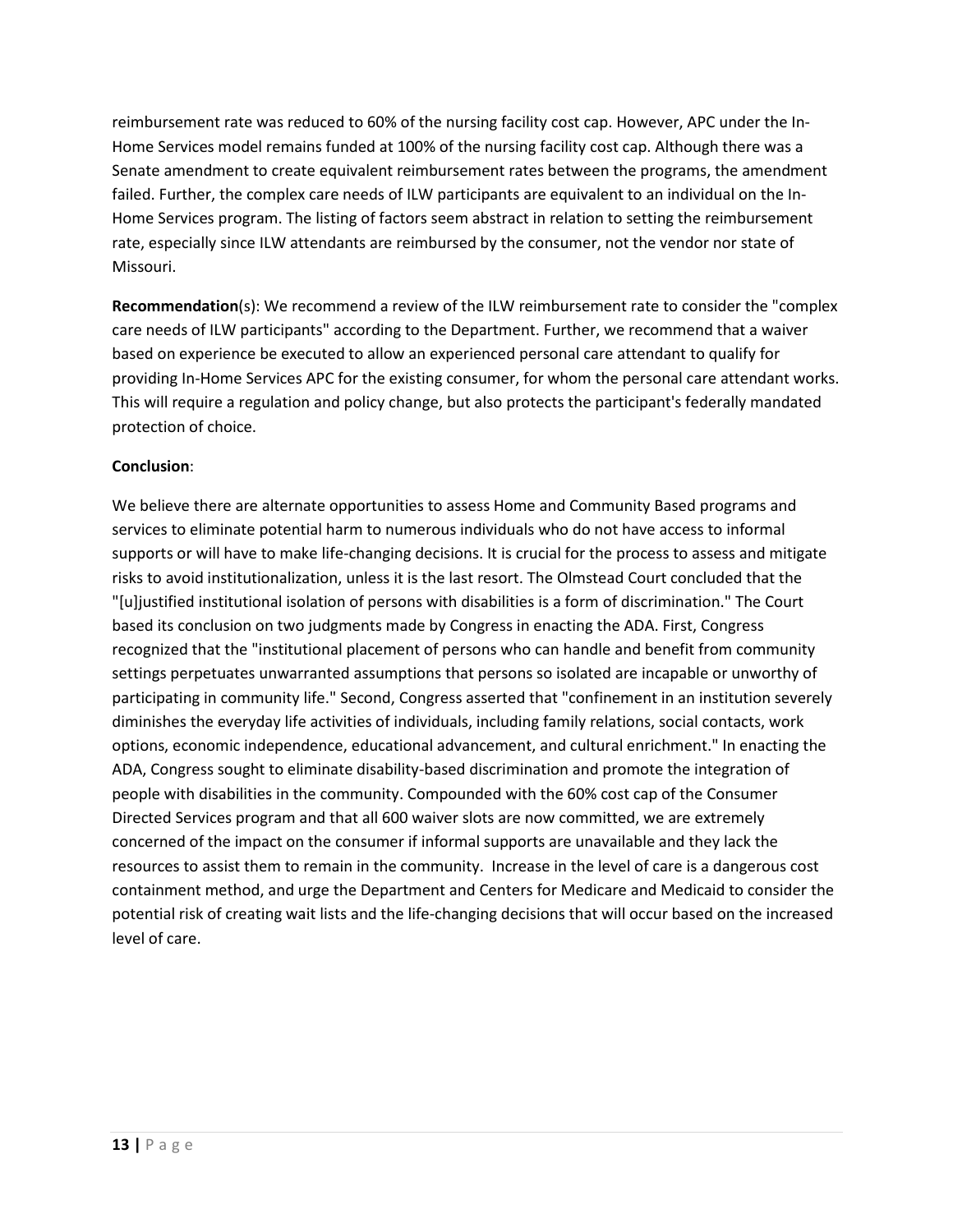reimbursement rate was reduced to 60% of the nursing facility cost cap. However, APC under the In-Home Services model remains funded at 100% of the nursing facility cost cap. Although there was a Senate amendment to create equivalent reimbursement rates between the programs, the amendment failed. Further, the complex care needs of ILW participants are equivalent to an individual on the In-Home Services program. The listing of factors seem abstract in relation to setting the reimbursement rate, especially since ILW attendants are reimbursed by the consumer, not the vendor nor state of Missouri.

**Recommendation**(s): We recommend a review of the ILW reimbursement rate to consider the "complex care needs of ILW participants" according to the Department. Further, we recommend that a waiver based on experience be executed to allow an experienced personal care attendant to qualify for providing In-Home Services APC for the existing consumer, for whom the personal care attendant works. This will require a regulation and policy change, but also protects the participant's federally mandated protection of choice.

**Conclusion**:

We believe there are alternate opportunities to assess Home and Community Based programs and services to eliminate potential harm to numerous individuals who do not have access to informal supports or will have to make life-changing decisions. It is crucial for the process to assess and mitigate risks to avoid institutionalization, unless it is the last resort. The Olmstead Court concluded that the "[u]justified institutional isolation of persons with disabilities is a form of discrimination." The Court based its conclusion on two judgments made by Congress in enacting the ADA. First, Congress recognized that the "institutional placement of persons who can handle and benefit from community settings perpetuates unwarranted assumptions that persons so isolated are incapable or unworthy of participating in community life." Second, Congress asserted that "confinement in an institution severely diminishes the everyday life activities of individuals, including family relations, social contacts, work options, economic independence, educational advancement, and cultural enrichment." In enacting the ADA, Congress sought to eliminate disability-based discrimination and promote the integration of people with disabilities in the community. Compounded with the 60% cost cap of the Consumer Directed Services program and that all 600 waiver slots are now committed, we are extremely concerned of the impact on the consumer if informal supports are unavailable and they lack the resources to assist them to remain in the community. Increase in the level of care is a dangerous cost containment method, and urge the Department and Centers for Medicare and Medicaid to consider the potential risk of creating wait lists and the life-changing decisions that will occur based on the increased level of care.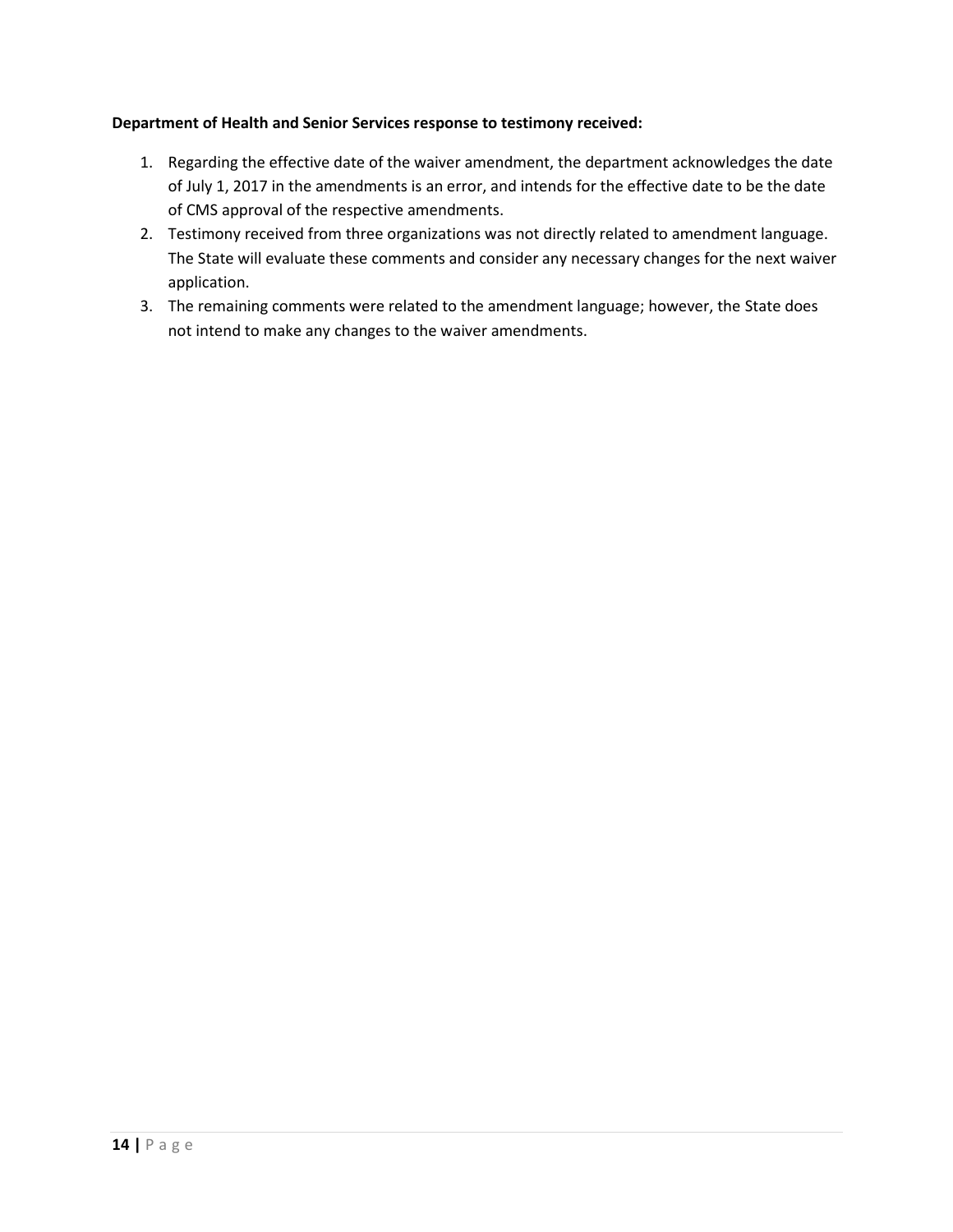**Department of Health and Senior Services response to testimony received:**

1. Regarding the effective date of the waiver amendment, the department acknowledges the date of July 1, 2017 in the amendments is an error, and intends for the effective date to be the date of CMS approval of the respective amendments.
2. Testimony received from three organizations was not directly related to amendment language. The State will evaluate these comments and consider any necessary changes for the next waiver application.
3. The remaining comments were related to the amendment language; however, the State does not intend to make any changes to the waiver amendments.